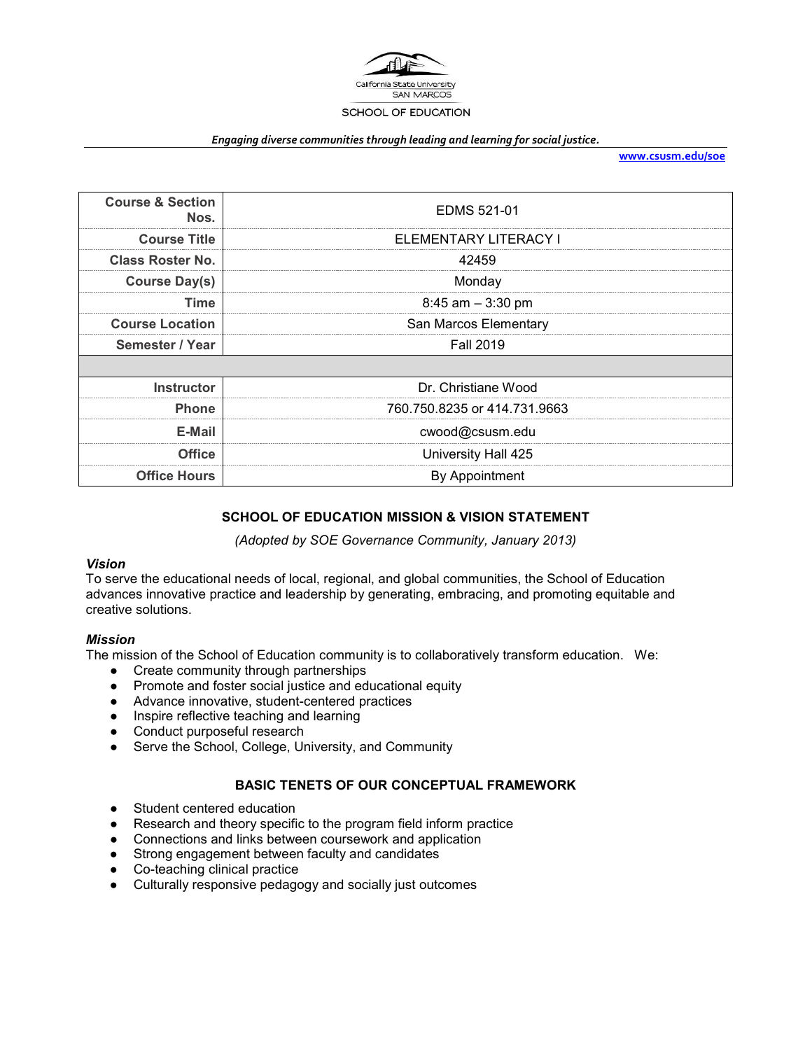California State University SAN MARCOS

SCHOOL OF EDUCATION

*Engaging diverse communities through leading and learning for social justice.*

**www.csusm.edu/soe**

| | |
|---|---|
| **Course & Section Nos.** | EDMS 521-01 |
| **Course Title** | ELEMENTARY LITERACY I |
| **Class Roster No.** | 42459 |
| **Course Day(s)** | Monday |
| **Time** | 8:45 am – 3:30 pm |
| **Course Location** | San Marcos Elementary |
| **Semester / Year** | Fall 2019 |
| | |
| **Instructor** | Dr. Christiane Wood |
| **Phone** | 760.750.8235 or 414.731.9663 |
| **E-Mail** | cwood@csusm.edu |
| **Office** | University Hall 425 |
| **Office Hours** | By Appointment |

## SCHOOL OF EDUCATION MISSION & VISION STATEMENT

*(Adopted by SOE Governance Community, January 2013)*

### *Vision*

To serve the educational needs of local, regional, and global communities, the School of Education advances innovative practice and leadership by generating, embracing, and promoting equitable and creative solutions.

### *Mission*

The mission of the School of Education community is to collaboratively transform education. We:

- Create community through partnerships
- Promote and foster social justice and educational equity
- Advance innovative, student-centered practices
- Inspire reflective teaching and learning
- Conduct purposeful research
- Serve the School, College, University, and Community

## BASIC TENETS OF OUR CONCEPTUAL FRAMEWORK

- Student centered education
- Research and theory specific to the program field inform practice
- Connections and links between coursework and application
- Strong engagement between faculty and candidates
- Co-teaching clinical practice
- Culturally responsive pedagogy and socially just outcomes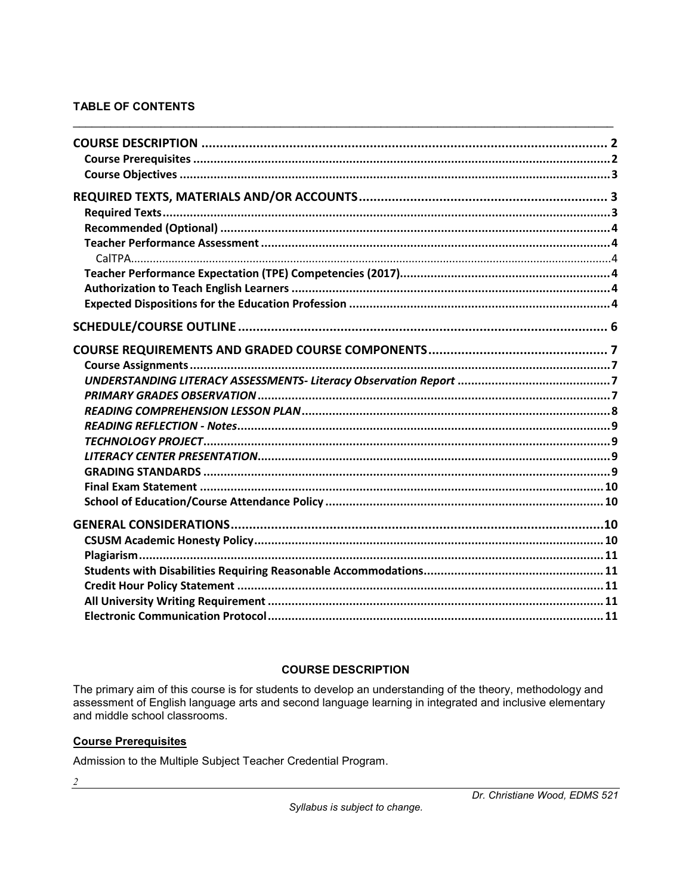**TABLE OF CONTENTS**

- COURSE DESCRIPTION ..... 2
  - Course Prerequisites ..... 2
  - Course Objectives ..... 3
- REQUIRED TEXTS, MATERIALS AND/OR ACCOUNTS ..... 3
  - Required Texts ..... 3
  - Recommended (Optional) ..... 4
  - Teacher Performance Assessment ..... 4
    - CalTPA ..... 4
  - Teacher Performance Expectation (TPE) Competencies (2017) ..... 4
  - Authorization to Teach English Learners ..... 4
  - Expected Dispositions for the Education Profession ..... 4
- SCHEDULE/COURSE OUTLINE ..... 6
- COURSE REQUIREMENTS AND GRADED COURSE COMPONENTS ..... 7
  - Course Assignments ..... 7
  - *UNDERSTANDING LITERACY ASSESSMENTS- Literacy Observation Report* ..... 7
  - *PRIMARY GRADES OBSERVATION* ..... 7
  - *READING COMPREHENSION LESSON PLAN* ..... 8
  - *READING REFLECTION - Notes* ..... 9
  - *TECHNOLOGY PROJECT* ..... 9
  - *LITERACY CENTER PRESENTATION* ..... 9
  - GRADING STANDARDS ..... 9
  - Final Exam Statement ..... 10
  - School of Education/Course Attendance Policy ..... 10
- GENERAL CONSIDERATIONS ..... 10
  - CSUSM Academic Honesty Policy ..... 10
  - Plagiarism ..... 11
  - Students with Disabilities Requiring Reasonable Accommodations ..... 11
  - Credit Hour Policy Statement ..... 11
  - All University Writing Requirement ..... 11
  - Electronic Communication Protocol ..... 11

## COURSE DESCRIPTION

The primary aim of this course is for students to develop an understanding of the theory, methodology and assessment of English language arts and second language learning in integrated and inclusive elementary and middle school classrooms.

### Course Prerequisites

Admission to the Multiple Subject Teacher Credential Program.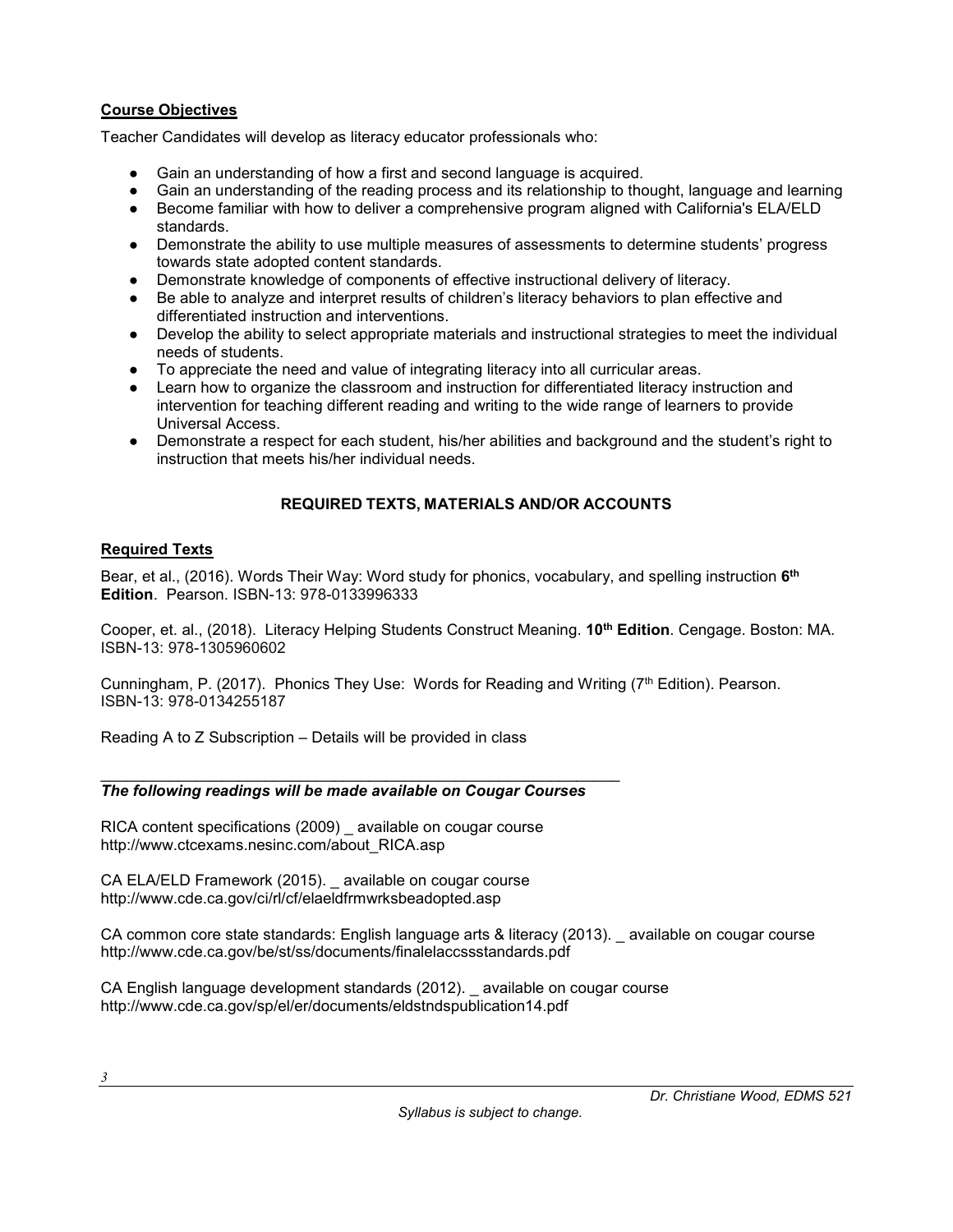**Course Objectives**

Teacher Candidates will develop as literacy educator professionals who:

- Gain an understanding of how a first and second language is acquired.
- Gain an understanding of the reading process and its relationship to thought, language and learning
- Become familiar with how to deliver a comprehensive program aligned with California's ELA/ELD standards.
- Demonstrate the ability to use multiple measures of assessments to determine students' progress towards state adopted content standards.
- Demonstrate knowledge of components of effective instructional delivery of literacy.
- Be able to analyze and interpret results of children's literacy behaviors to plan effective and differentiated instruction and interventions.
- Develop the ability to select appropriate materials and instructional strategies to meet the individual needs of students.
- To appreciate the need and value of integrating literacy into all curricular areas.
- Learn how to organize the classroom and instruction for differentiated literacy instruction and intervention for teaching different reading and writing to the wide range of learners to provide Universal Access.
- Demonstrate a respect for each student, his/her abilities and background and the student's right to instruction that meets his/her individual needs.

## REQUIRED TEXTS, MATERIALS AND/OR ACCOUNTS

**Required Texts**

Bear, et al., (2016). Words Their Way: Word study for phonics, vocabulary, and spelling instruction **6th Edition**. Pearson. ISBN-13: 978-0133996333

Cooper, et. al., (2018). Literacy Helping Students Construct Meaning. **10th Edition**. Cengage. Boston: MA. ISBN-13: 978-1305960602

Cunningham, P. (2017). Phonics They Use: Words for Reading and Writing (7th Edition). Pearson. ISBN-13: 978-0134255187

Reading A to Z Subscription – Details will be provided in class

---

***The following readings will be made available on Cougar Courses***

RICA content specifications (2009) _ available on cougar course
http://www.ctcexams.nesinc.com/about_RICA.asp

CA ELA/ELD Framework (2015). _ available on cougar course
http://www.cde.ca.gov/ci/rl/cf/elaeldfrmwrksbeadopted.asp

CA common core state standards: English language arts & literacy (2013). _ available on cougar course
http://www.cde.ca.gov/be/st/ss/documents/finalelaccssstandards.pdf

CA English language development standards (2012). _ available on cougar course
http://www.cde.ca.gov/sp/el/er/documents/eldstndspublication14.pdf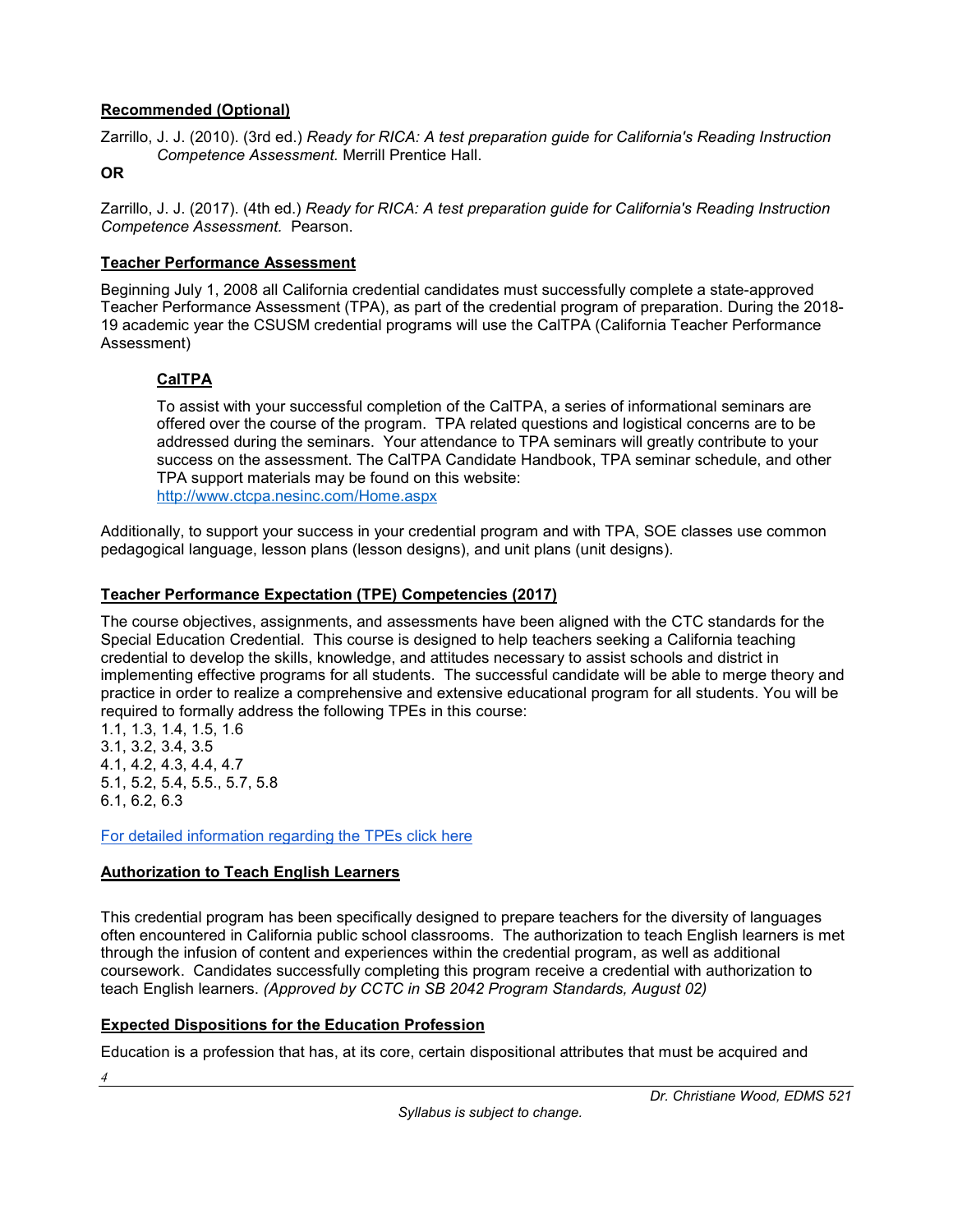**Recommended (Optional)**

Zarrillo, J. J. (2010). (3rd ed.) *Ready for RICA: A test preparation guide for California's Reading Instruction Competence Assessment.* Merrill Prentice Hall.

**OR**

Zarrillo, J. J. (2017). (4th ed.) *Ready for RICA: A test preparation guide for California's Reading Instruction Competence Assessment.* Pearson.

**Teacher Performance Assessment**

Beginning July 1, 2008 all California credential candidates must successfully complete a state-approved Teacher Performance Assessment (TPA), as part of the credential program of preparation. During the 2018-19 academic year the CSUSM credential programs will use the CalTPA (California Teacher Performance Assessment)

**CalTPA**

To assist with your successful completion of the CalTPA, a series of informational seminars are offered over the course of the program. TPA related questions and logistical concerns are to be addressed during the seminars. Your attendance to TPA seminars will greatly contribute to your success on the assessment. The CalTPA Candidate Handbook, TPA seminar schedule, and other TPA support materials may be found on this website: http://www.ctcpa.nesinc.com/Home.aspx

Additionally, to support your success in your credential program and with TPA, SOE classes use common pedagogical language, lesson plans (lesson designs), and unit plans (unit designs).

**Teacher Performance Expectation (TPE) Competencies (2017)**

The course objectives, assignments, and assessments have been aligned with the CTC standards for the Special Education Credential. This course is designed to help teachers seeking a California teaching credential to develop the skills, knowledge, and attitudes necessary to assist schools and district in implementing effective programs for all students. The successful candidate will be able to merge theory and practice in order to realize a comprehensive and extensive educational program for all students. You will be required to formally address the following TPEs in this course:

1.1, 1.3, 1.4, 1.5, 1.6
3.1, 3.2, 3.4, 3.5
4.1, 4.2, 4.3, 4.4, 4.7
5.1, 5.2, 5.4, 5.5., 5.7, 5.8
6.1, 6.2, 6.3

For detailed information regarding the TPEs click here

**Authorization to Teach English Learners**

This credential program has been specifically designed to prepare teachers for the diversity of languages often encountered in California public school classrooms. The authorization to teach English learners is met through the infusion of content and experiences within the credential program, as well as additional coursework. Candidates successfully completing this program receive a credential with authorization to teach English learners. *(Approved by CCTC in SB 2042 Program Standards, August 02)*

**Expected Dispositions for the Education Profession**

Education is a profession that has, at its core, certain dispositional attributes that must be acquired and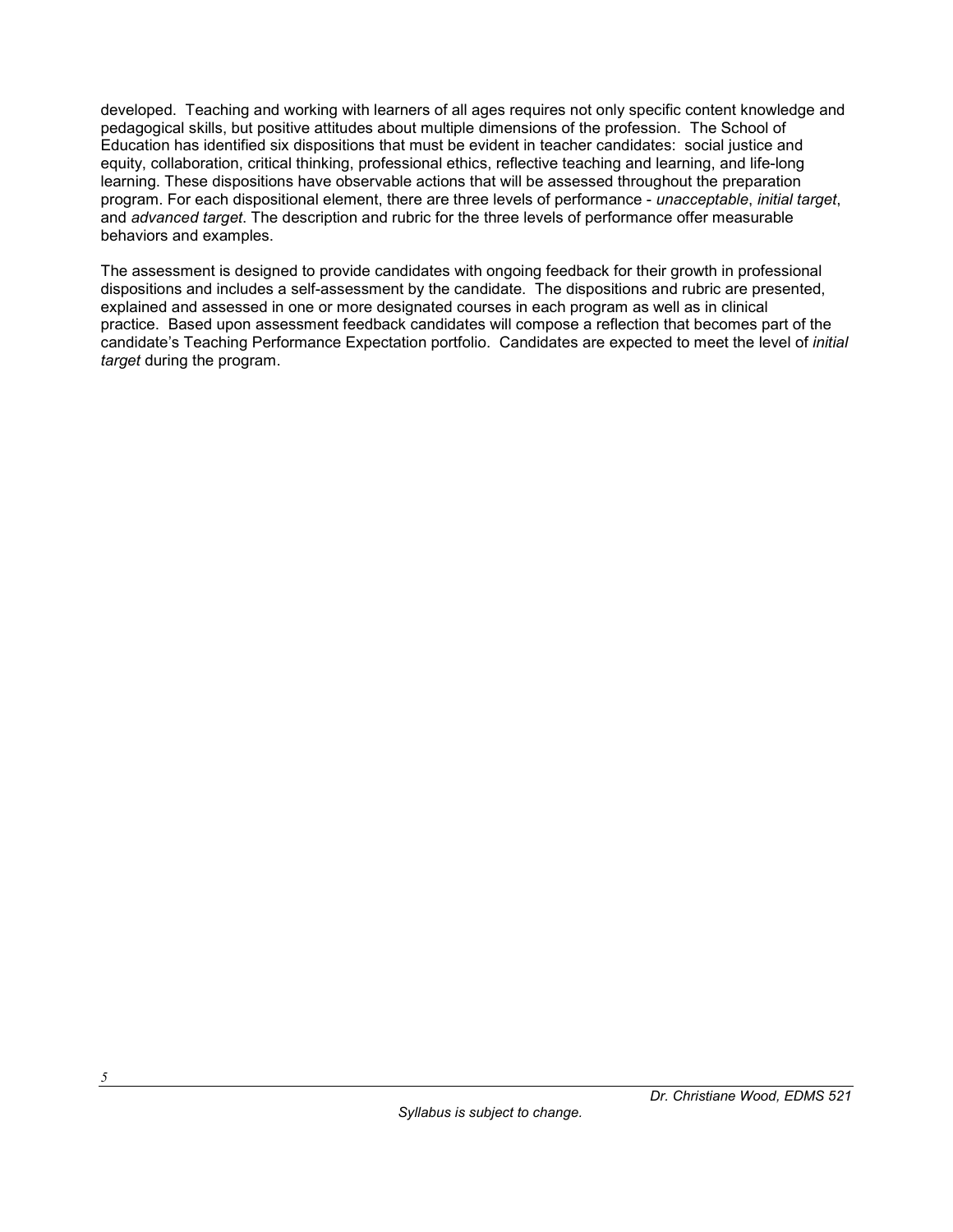developed. Teaching and working with learners of all ages requires not only specific content knowledge and pedagogical skills, but positive attitudes about multiple dimensions of the profession. The School of Education has identified six dispositions that must be evident in teacher candidates: social justice and equity, collaboration, critical thinking, professional ethics, reflective teaching and learning, and life-long learning. These dispositions have observable actions that will be assessed throughout the preparation program. For each dispositional element, there are three levels of performance - *unacceptable*, *initial target*, and *advanced target*. The description and rubric for the three levels of performance offer measurable behaviors and examples.

The assessment is designed to provide candidates with ongoing feedback for their growth in professional dispositions and includes a self-assessment by the candidate. The dispositions and rubric are presented, explained and assessed in one or more designated courses in each program as well as in clinical practice. Based upon assessment feedback candidates will compose a reflection that becomes part of the candidate's Teaching Performance Expectation portfolio. Candidates are expected to meet the level of *initial target* during the program.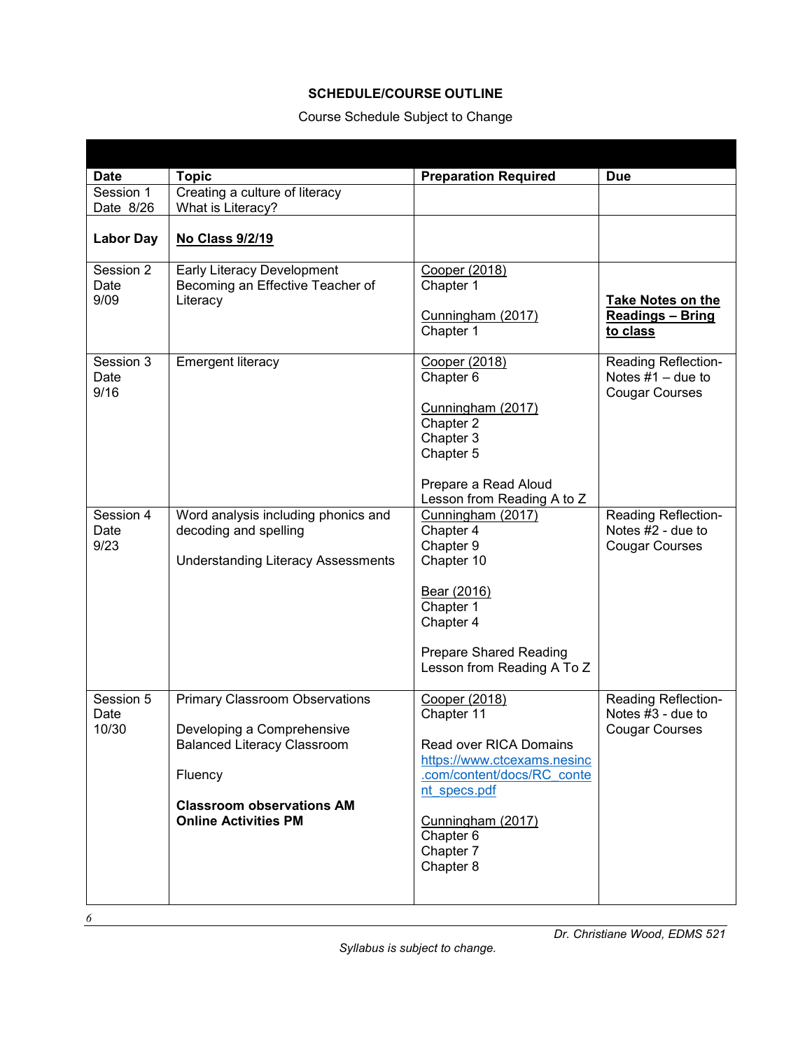**SCHEDULE/COURSE OUTLINE**

Course Schedule Subject to Change

| Date | Topic | Preparation Required | Due |
|---|---|---|---|
| Session 1<br>Date 8/26 | Creating a culture of literacy<br>What is Literacy? | | |
| **Labor Day** | **No Class 9/2/19** | | |
| Session 2<br>Date<br>9/09 | Early Literacy Development<br>Becoming an Effective Teacher of Literacy | Cooper (2018)<br>Chapter 1<br><br>Cunningham (2017)<br>Chapter 1 | **Take Notes on the Readings – Bring to class** |
| Session 3<br>Date<br>9/16 | Emergent literacy | Cooper (2018)<br>Chapter 6<br><br>Cunningham (2017)<br>Chapter 2<br>Chapter 3<br>Chapter 5<br><br>Prepare a Read Aloud Lesson from Reading A to Z | Reading Reflection-Notes #1 – due to Cougar Courses |
| Session 4<br>Date<br>9/23 | Word analysis including phonics and decoding and spelling<br><br>Understanding Literacy Assessments | Cunningham (2017)<br>Chapter 4<br>Chapter 9<br>Chapter 10<br><br>Bear (2016)<br>Chapter 1<br>Chapter 4<br><br>Prepare Shared Reading Lesson from Reading A To Z | Reading Reflection-Notes #2 - due to Cougar Courses |
| Session 5<br>Date<br>10/30 | Primary Classroom Observations<br><br>Developing a Comprehensive Balanced Literacy Classroom<br><br>Fluency<br><br>**Classroom observations AM**<br>**Online Activities PM** | Cooper (2018)<br>Chapter 11<br><br>Read over RICA Domains<br>https://www.ctcexams.nesinc.com/content/docs/RC_content_specs.pdf<br><br>Cunningham (2017)<br>Chapter 6<br>Chapter 7<br>Chapter 8 | Reading Reflection-Notes #3 - due to Cougar Courses |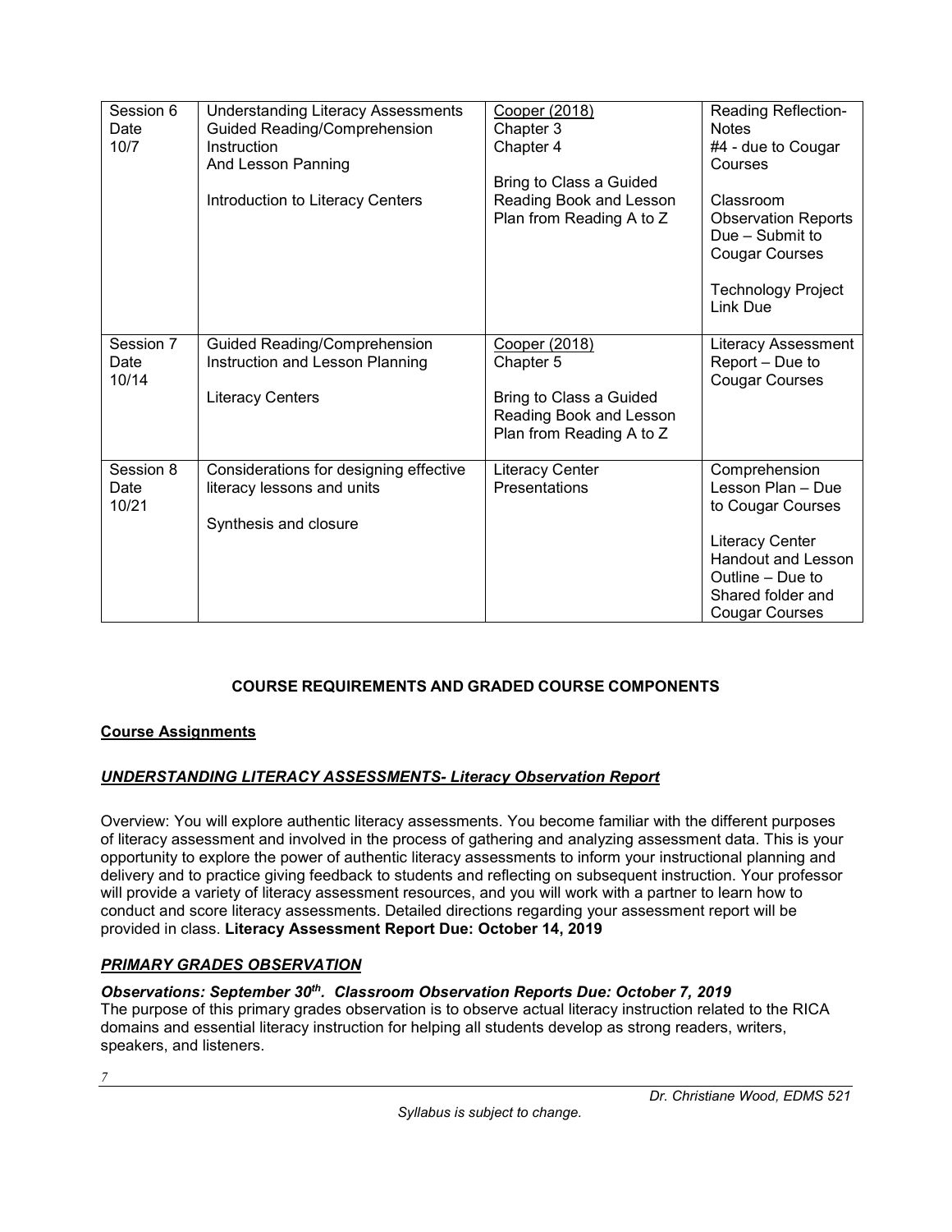| Session 6<br>Date<br>10/7 | Understanding Literacy Assessments<br>Guided Reading/Comprehension Instruction<br>And Lesson Panning<br><br>Introduction to Literacy Centers | Cooper (2018)<br>Chapter 3<br>Chapter 4<br><br>Bring to Class a Guided Reading Book and Lesson Plan from Reading A to Z | Reading Reflection- Notes<br>#4 - due to Cougar Courses<br><br>Classroom Observation Reports Due – Submit to Cougar Courses<br><br>Technology Project Link Due |
|---|---|---|---|
| Session 7<br>Date<br>10/14 | Guided Reading/Comprehension Instruction and Lesson Planning<br><br>Literacy Centers | Cooper (2018)<br>Chapter 5<br><br>Bring to Class a Guided Reading Book and Lesson Plan from Reading A to Z | Literacy Assessment Report – Due to Cougar Courses |
| Session 8<br>Date<br>10/21 | Considerations for designing effective literacy lessons and units<br><br>Synthesis and closure | Literacy Center Presentations | Comprehension Lesson Plan – Due to Cougar Courses<br><br>Literacy Center Handout and Lesson Outline – Due to Shared folder and Cougar Courses |

## COURSE REQUIREMENTS AND GRADED COURSE COMPONENTS

### Course Assignments

#### *UNDERSTANDING LITERACY ASSESSMENTS- Literacy Observation Report*

Overview: You will explore authentic literacy assessments. You become familiar with the different purposes of literacy assessment and involved in the process of gathering and analyzing assessment data. This is your opportunity to explore the power of authentic literacy assessments to inform your instructional planning and delivery and to practice giving feedback to students and reflecting on subsequent instruction. Your professor will provide a variety of literacy assessment resources, and you will work with a partner to learn how to conduct and score literacy assessments. Detailed directions regarding your assessment report will be provided in class. **Literacy Assessment Report Due: October 14, 2019**

#### *PRIMARY GRADES OBSERVATION*

***Observations: September 30th. Classroom Observation Reports Due: October 7, 2019***

The purpose of this primary grades observation is to observe actual literacy instruction related to the RICA domains and essential literacy instruction for helping all students develop as strong readers, writers, speakers, and listeners.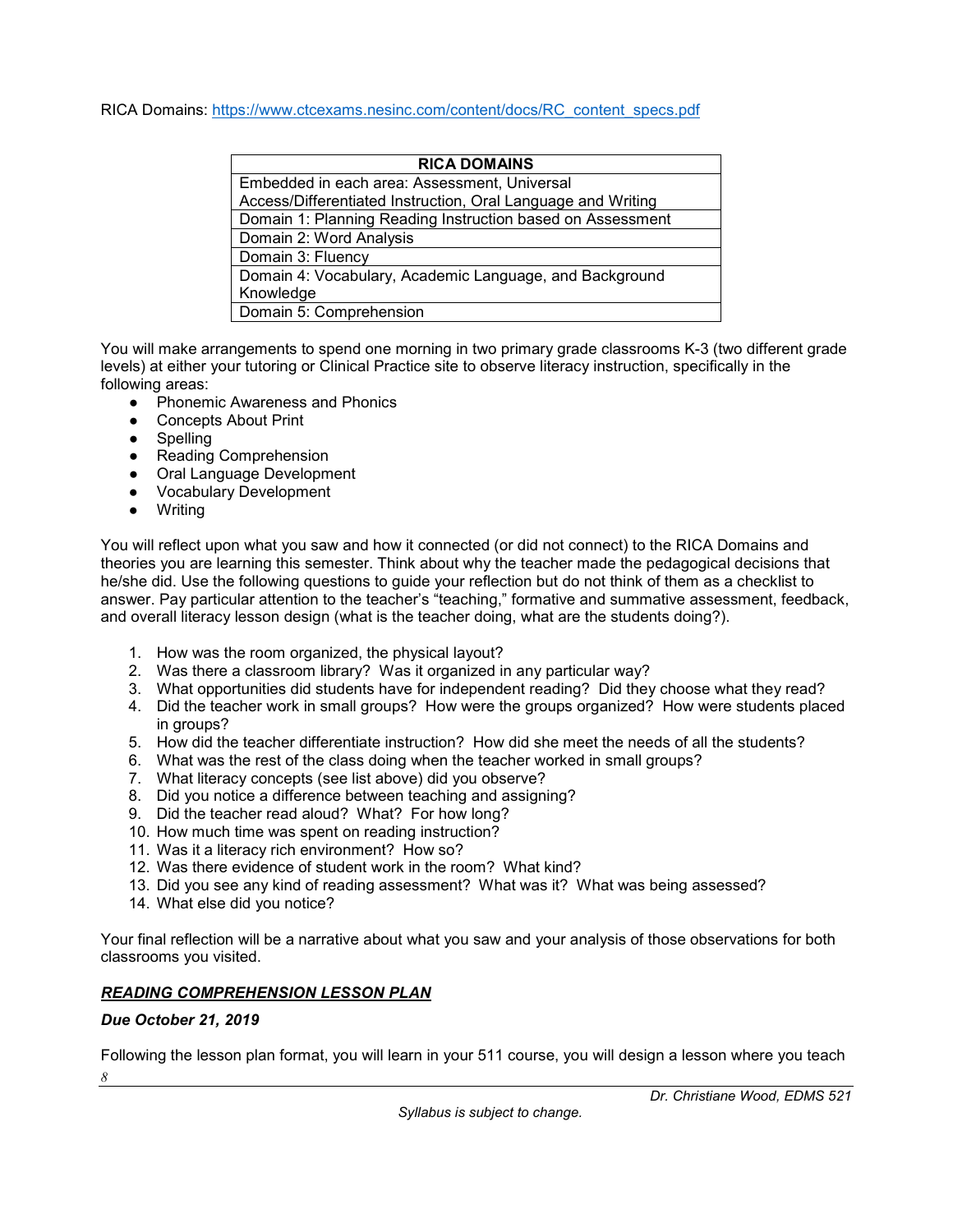RICA Domains: https://www.ctcexams.nesinc.com/content/docs/RC_content_specs.pdf

| RICA DOMAINS |
|---|
| Embedded in each area: Assessment, Universal Access/Differentiated Instruction, Oral Language and Writing |
| Domain 1: Planning Reading Instruction based on Assessment |
| Domain 2: Word Analysis |
| Domain 3: Fluency |
| Domain 4: Vocabulary, Academic Language, and Background Knowledge |
| Domain 5: Comprehension |

You will make arrangements to spend one morning in two primary grade classrooms K-3 (two different grade levels) at either your tutoring or Clinical Practice site to observe literacy instruction, specifically in the following areas:

- Phonemic Awareness and Phonics
- Concepts About Print
- Spelling
- Reading Comprehension
- Oral Language Development
- Vocabulary Development
- Writing

You will reflect upon what you saw and how it connected (or did not connect) to the RICA Domains and theories you are learning this semester. Think about why the teacher made the pedagogical decisions that he/she did. Use the following questions to guide your reflection but do not think of them as a checklist to answer. Pay particular attention to the teacher's "teaching," formative and summative assessment, feedback, and overall literacy lesson design (what is the teacher doing, what are the students doing?).

1. How was the room organized, the physical layout?
2. Was there a classroom library? Was it organized in any particular way?
3. What opportunities did students have for independent reading? Did they choose what they read?
4. Did the teacher work in small groups? How were the groups organized? How were students placed in groups?
5. How did the teacher differentiate instruction? How did she meet the needs of all the students?
6. What was the rest of the class doing when the teacher worked in small groups?
7. What literacy concepts (see list above) did you observe?
8. Did you notice a difference between teaching and assigning?
9. Did the teacher read aloud? What? For how long?
10. How much time was spent on reading instruction?
11. Was it a literacy rich environment? How so?
12. Was there evidence of student work in the room? What kind?
13. Did you see any kind of reading assessment? What was it? What was being assessed?
14. What else did you notice?

Your final reflection will be a narrative about what you saw and your analysis of those observations for both classrooms you visited.

***READING COMPREHENSION LESSON PLAN***

***Due October 21, 2019***

Following the lesson plan format, you will learn in your 511 course, you will design a lesson where you teach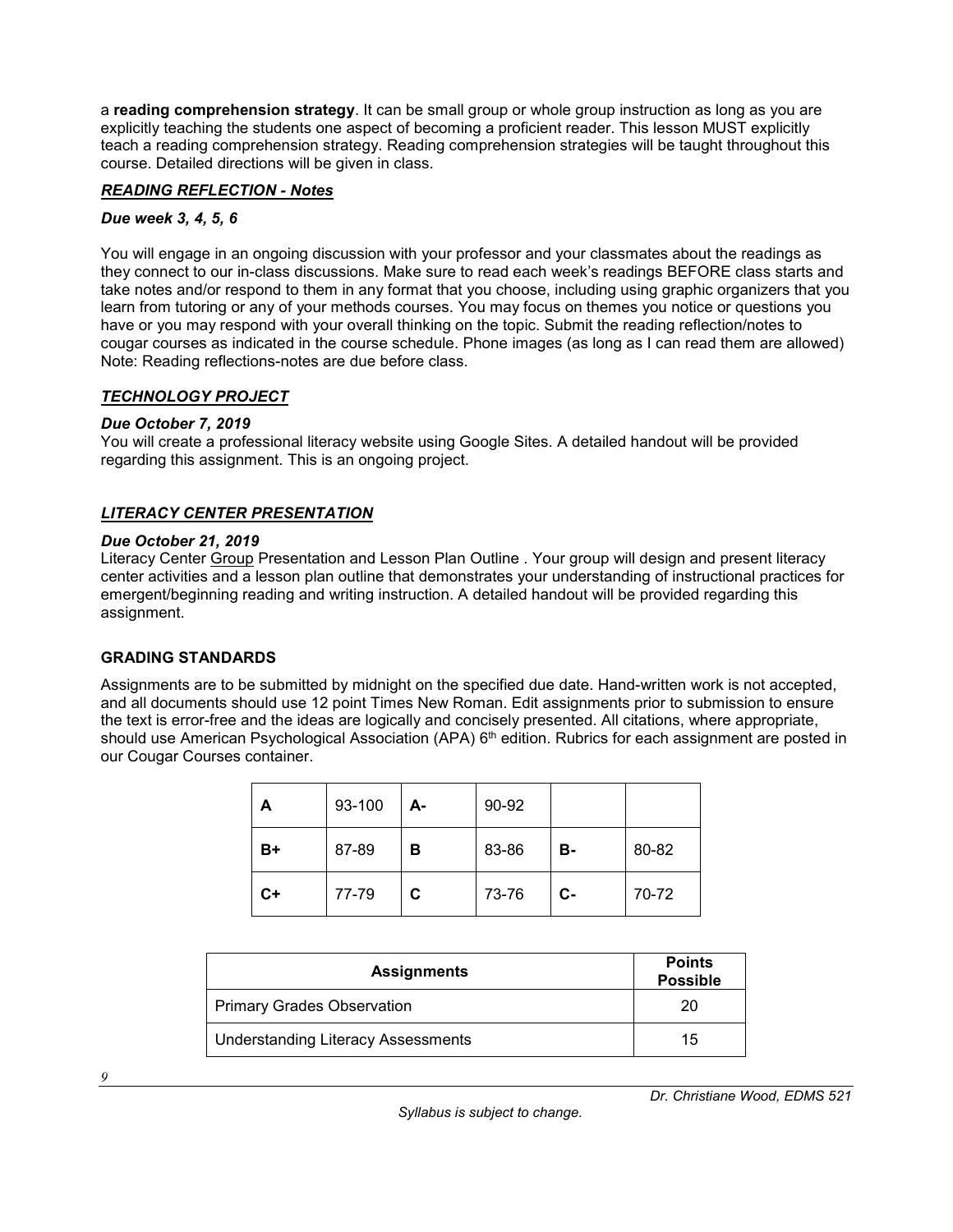a **reading comprehension strategy**. It can be small group or whole group instruction as long as you are explicitly teaching the students one aspect of becoming a proficient reader. This lesson MUST explicitly teach a reading comprehension strategy. Reading comprehension strategies will be taught throughout this course. Detailed directions will be given in class.

### ***READING REFLECTION - Notes***

***Due week 3, 4, 5, 6***

You will engage in an ongoing discussion with your professor and your classmates about the readings as they connect to our in-class discussions. Make sure to read each week's readings BEFORE class starts and take notes and/or respond to them in any format that you choose, including using graphic organizers that you learn from tutoring or any of your methods courses. You may focus on themes you notice or questions you have or you may respond with your overall thinking on the topic. Submit the reading reflection/notes to cougar courses as indicated in the course schedule. Phone images (as long as I can read them are allowed) Note: Reading reflections-notes are due before class.

### ***TECHNOLOGY PROJECT***

***Due October 7, 2019***

You will create a professional literacy website using Google Sites. A detailed handout will be provided regarding this assignment. This is an ongoing project.

### ***LITERACY CENTER PRESENTATION***

***Due October 21, 2019***

Literacy Center Group Presentation and Lesson Plan Outline . Your group will design and present literacy center activities and a lesson plan outline that demonstrates your understanding of instructional practices for emergent/beginning reading and writing instruction. A detailed handout will be provided regarding this assignment.

### **GRADING STANDARDS**

Assignments are to be submitted by midnight on the specified due date. Hand-written work is not accepted, and all documents should use 12 point Times New Roman. Edit assignments prior to submission to ensure the text is error-free and the ideas are logically and concisely presented. All citations, where appropriate, should use American Psychological Association (APA) 6th edition. Rubrics for each assignment are posted in our Cougar Courses container.

| **A** | 93-100 | **A-** | 90-92 | | |
|---|---|---|---|---|---|
| **B+** | 87-89 | **B** | 83-86 | **B-** | 80-82 |
| **C+** | 77-79 | **C** | 73-76 | **C-** | 70-72 |

| **Assignments** | **Points Possible** |
|---|---|
| Primary Grades Observation | 20 |
| Understanding Literacy Assessments | 15 |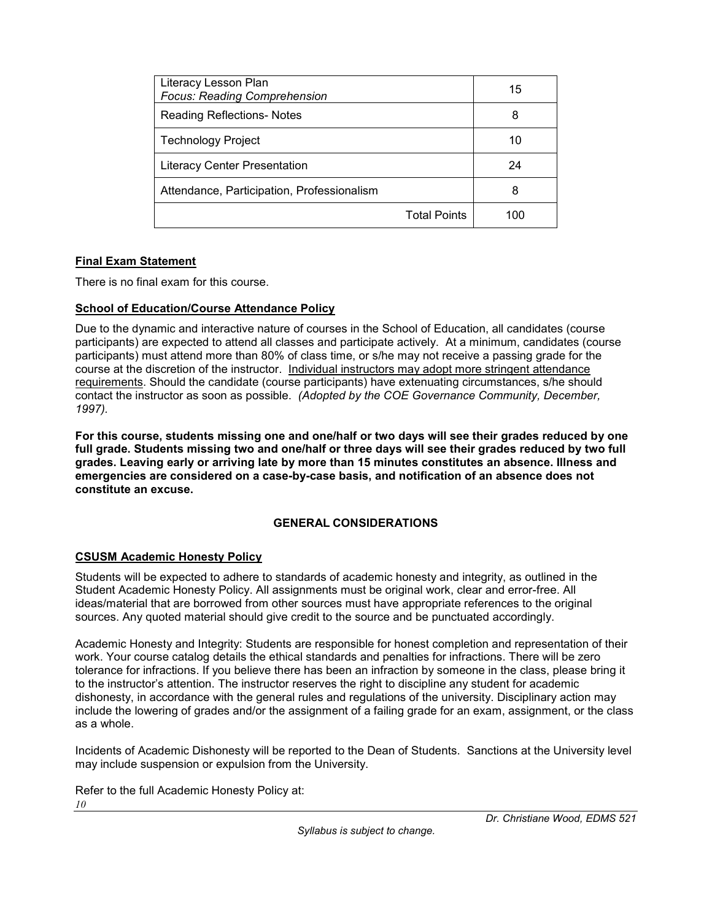| | |
|---|---|
| Literacy Lesson Plan *Focus: Reading Comprehension* | 15 |
| Reading Reflections- Notes | 8 |
| Technology Project | 10 |
| Literacy Center Presentation | 24 |
| Attendance, Participation, Professionalism | 8 |
| Total Points | 100 |

**Final Exam Statement**

There is no final exam for this course.

**School of Education/Course Attendance Policy**

Due to the dynamic and interactive nature of courses in the School of Education, all candidates (course participants) are expected to attend all classes and participate actively. At a minimum, candidates (course participants) must attend more than 80% of class time, or s/he may not receive a passing grade for the course at the discretion of the instructor. Individual instructors may adopt more stringent attendance requirements. Should the candidate (course participants) have extenuating circumstances, s/he should contact the instructor as soon as possible. *(Adopted by the COE Governance Community, December, 1997).*

**For this course, students missing one and one/half or two days will see their grades reduced by one full grade. Students missing two and one/half or three days will see their grades reduced by two full grades. Leaving early or arriving late by more than 15 minutes constitutes an absence. Illness and emergencies are considered on a case-by-case basis, and notification of an absence does not constitute an excuse.**

## GENERAL CONSIDERATIONS

**CSUSM Academic Honesty Policy**

Students will be expected to adhere to standards of academic honesty and integrity, as outlined in the Student Academic Honesty Policy. All assignments must be original work, clear and error-free. All ideas/material that are borrowed from other sources must have appropriate references to the original sources. Any quoted material should give credit to the source and be punctuated accordingly.

Academic Honesty and Integrity: Students are responsible for honest completion and representation of their work. Your course catalog details the ethical standards and penalties for infractions. There will be zero tolerance for infractions. If you believe there has been an infraction by someone in the class, please bring it to the instructor's attention. The instructor reserves the right to discipline any student for academic dishonesty, in accordance with the general rules and regulations of the university. Disciplinary action may include the lowering of grades and/or the assignment of a failing grade for an exam, assignment, or the class as a whole.

Incidents of Academic Dishonesty will be reported to the Dean of Students. Sanctions at the University level may include suspension or expulsion from the University.

Refer to the full Academic Honesty Policy at: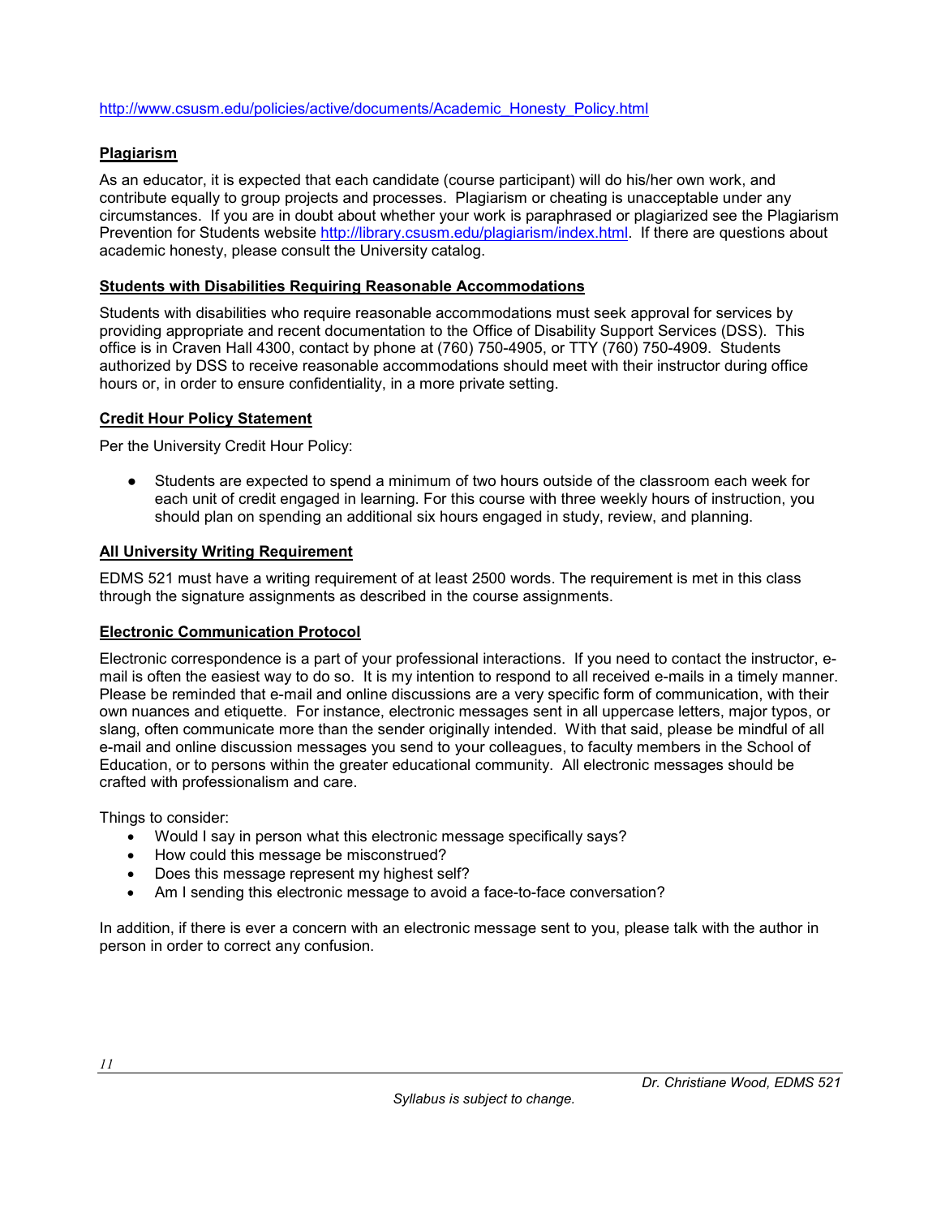http://www.csusm.edu/policies/active/documents/Academic_Honesty_Policy.html

## Plagiarism

As an educator, it is expected that each candidate (course participant) will do his/her own work, and contribute equally to group projects and processes. Plagiarism or cheating is unacceptable under any circumstances. If you are in doubt about whether your work is paraphrased or plagiarized see the Plagiarism Prevention for Students website http://library.csusm.edu/plagiarism/index.html. If there are questions about academic honesty, please consult the University catalog.

## Students with Disabilities Requiring Reasonable Accommodations

Students with disabilities who require reasonable accommodations must seek approval for services by providing appropriate and recent documentation to the Office of Disability Support Services (DSS). This office is in Craven Hall 4300, contact by phone at (760) 750-4905, or TTY (760) 750-4909. Students authorized by DSS to receive reasonable accommodations should meet with their instructor during office hours or, in order to ensure confidentiality, in a more private setting.

## Credit Hour Policy Statement

Per the University Credit Hour Policy:

- Students are expected to spend a minimum of two hours outside of the classroom each week for each unit of credit engaged in learning. For this course with three weekly hours of instruction, you should plan on spending an additional six hours engaged in study, review, and planning.

## All University Writing Requirement

EDMS 521 must have a writing requirement of at least 2500 words. The requirement is met in this class through the signature assignments as described in the course assignments.

## Electronic Communication Protocol

Electronic correspondence is a part of your professional interactions. If you need to contact the instructor, e-mail is often the easiest way to do so. It is my intention to respond to all received e-mails in a timely manner. Please be reminded that e-mail and online discussions are a very specific form of communication, with their own nuances and etiquette. For instance, electronic messages sent in all uppercase letters, major typos, or slang, often communicate more than the sender originally intended. With that said, please be mindful of all e-mail and online discussion messages you send to your colleagues, to faculty members in the School of Education, or to persons within the greater educational community. All electronic messages should be crafted with professionalism and care.

Things to consider:

- Would I say in person what this electronic message specifically says?
- How could this message be misconstrued?
- Does this message represent my highest self?
- Am I sending this electronic message to avoid a face-to-face conversation?

In addition, if there is ever a concern with an electronic message sent to you, please talk with the author in person in order to correct any confusion.